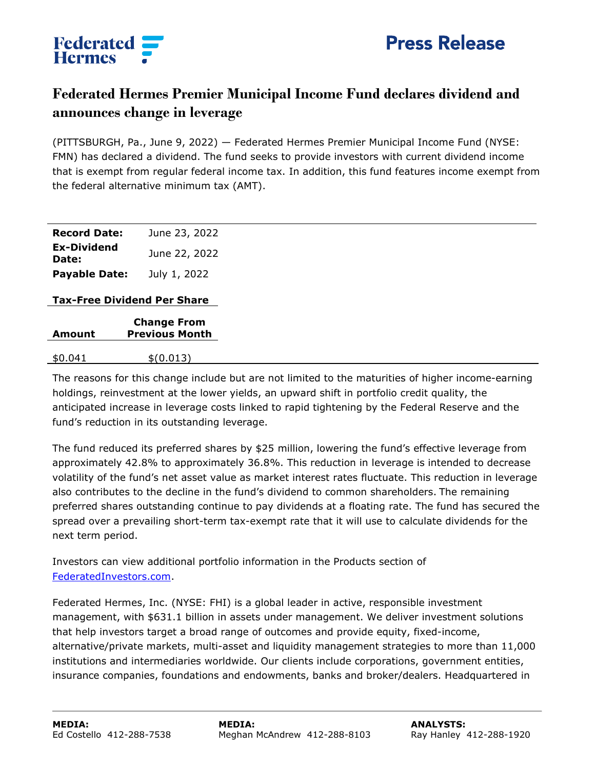**Federated Hermes**

# Press Release

## Federated Hermes Premier Municipal Income Fund declares dividend and announces change in leverage

(PITTSBURGH, Pa., June 9, 2022) — Federated Hermes Premier Municipal Income Fund (NYSE: FMN) has declared a dividend. The fund seeks to provide investors with current dividend income that is exempt from regular federal income tax. In addition, this fund features income exempt from the federal alternative minimum tax (AMT).

| | |
|---|---|
| **Record Date:** | June 23, 2022 |
| **Ex-Dividend Date:** | June 22, 2022 |
| **Payable Date:** | July 1, 2022 |

**Tax-Free Dividend Per Share**

| Amount | Change From Previous Month |
|---|---|
| $0.041 | $(0.013) |

The reasons for this change include but are not limited to the maturities of higher income-earning holdings, reinvestment at the lower yields, an upward shift in portfolio credit quality, the anticipated increase in leverage costs linked to rapid tightening by the Federal Reserve and the fund's reduction in its outstanding leverage.

The fund reduced its preferred shares by $25 million, lowering the fund's effective leverage from approximately 42.8% to approximately 36.8%. This reduction in leverage is intended to decrease volatility of the fund's net asset value as market interest rates fluctuate. This reduction in leverage also contributes to the decline in the fund's dividend to common shareholders. The remaining preferred shares outstanding continue to pay dividends at a floating rate. The fund has secured the spread over a prevailing short-term tax-exempt rate that it will use to calculate dividends for the next term period.

Investors can view additional portfolio information in the Products section of [FederatedInvestors.com](FederatedInvestors.com).

Federated Hermes, Inc. (NYSE: FHI) is a global leader in active, responsible investment management, with $631.1 billion in assets under management. We deliver investment solutions that help investors target a broad range of outcomes and provide equity, fixed-income, alternative/private markets, multi-asset and liquidity management strategies to more than 11,000 institutions and intermediaries worldwide. Our clients include corporations, government entities, insurance companies, foundations and endowments, banks and broker/dealers. Headquartered in

**MEDIA:**
Ed Costello 412-288-7538

**MEDIA:**
Meghan McAndrew 412-288-8103

**ANALYSTS:**
Ray Hanley 412-288-1920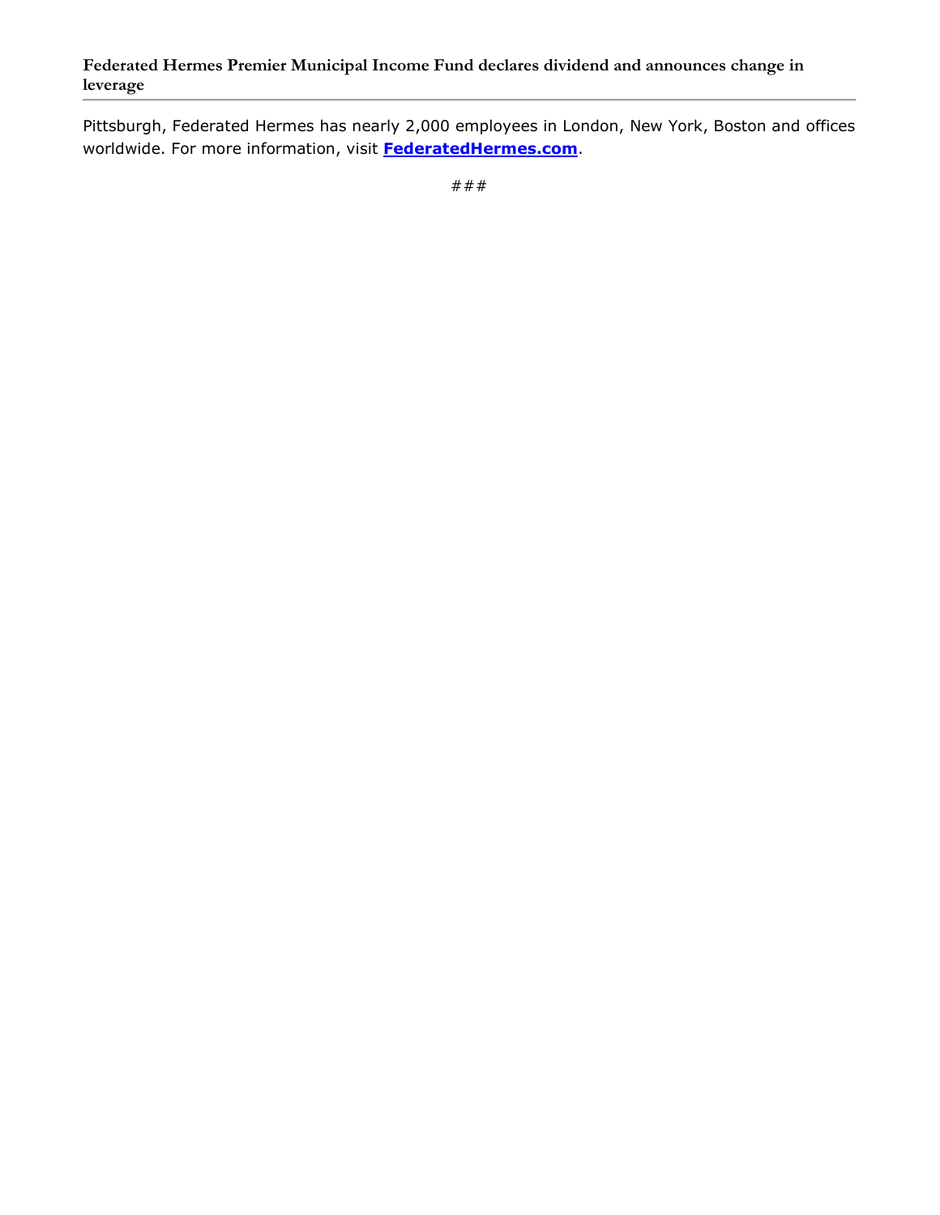Pittsburgh, Federated Hermes has nearly 2,000 employees in London, New York, Boston and offices worldwide. For more information, visit **FederatedHermes.com**.

###